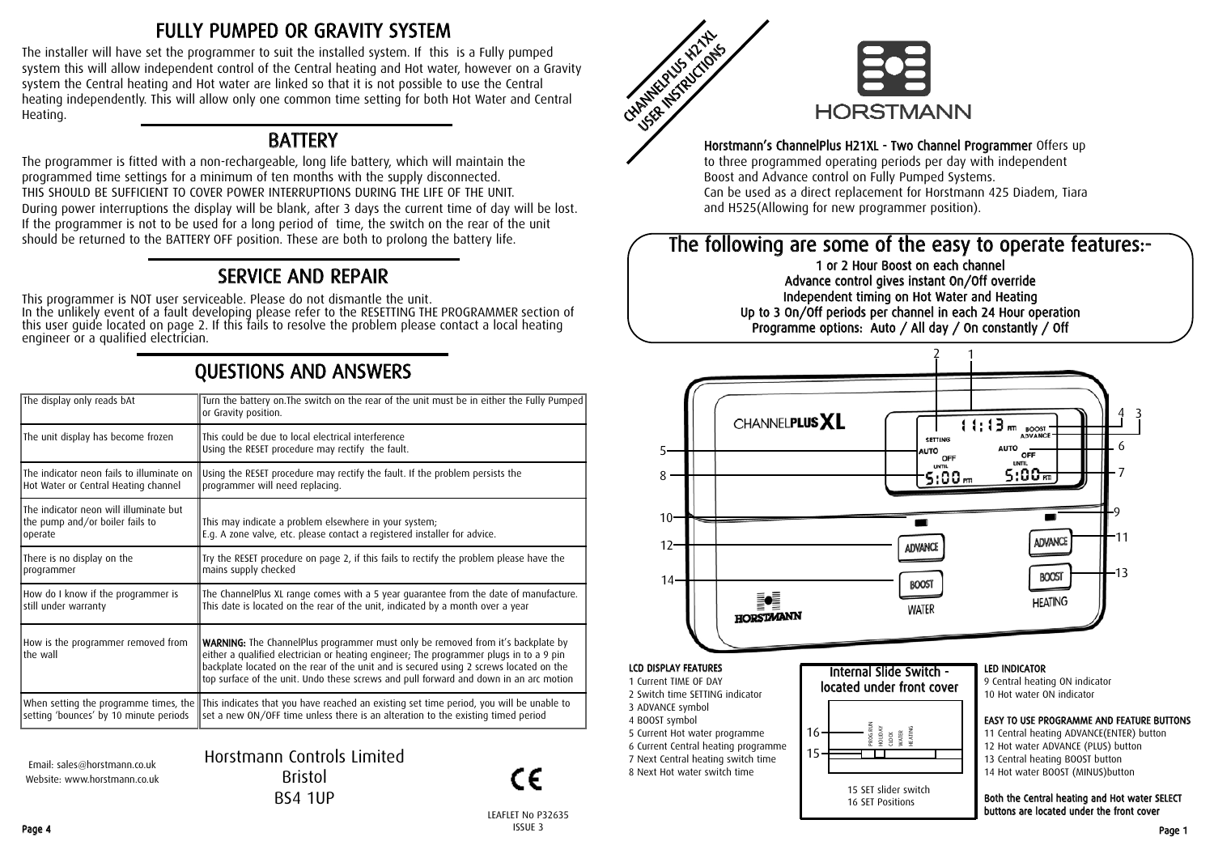## FULLY PUMPED OR GRAVITY SYSTEM

The installer will have set the programmer to suit the installed system. If this is a Fully pumped system this will allow independent control of the Central heating and Hot water, however on a Gravity system the Central heating and Hot water are linked so that it is not possible to use the Central heating independently. This will allow only one common time setting for both Hot Water and Central Heating.

## BATTERY

The programmer is fitted with a non-rechargeable, long life battery, which will maintain the programmed time settings for a minimum of ten months with the supply disconnected.
THIS SHOULD BE SUFFICIENT TO COVER POWER INTERRUPTIONS DURING THE LIFE OF THE UNIT.
During power interruptions the display will be blank, after 3 days the current time of day will be lost. If the programmer is not to be used for a long period of time, the switch on the rear of the unit should be returned to the BATTERY OFF position. These are both to prolong the battery life.

## SERVICE AND REPAIR

This programmer is NOT user serviceable. Please do not dismantle the unit.
In the unlikely event of a fault developing please refer to the RESETTING THE PROGRAMMER section of this user guide located on page 2. If this fails to resolve the problem please contact a local heating engineer or a qualified electrician.

## QUESTIONS AND ANSWERS

| Question | Answer |
|---|---|
| The display only reads bAt | Turn the battery on.The switch on the rear of the unit must be in either the Fully Pumped or Gravity position. |
| The unit display has become frozen | This could be due to local electrical interference<br>Using the RESET procedure may rectify the fault. |
| The indicator neon fails to illuminate on Hot Water or Central Heating channel | Using the RESET procedure may rectify the fault. If the problem persists the programmer will need replacing. |
| The indicator neon will illuminate but the pump and/or boiler fails to operate | This may indicate a problem elsewhere in your system;<br>E.g. A zone valve, etc. please contact a registered installer for advice. |
| There is no display on the programmer | Try the RESET procedure on page 2, if this fails to rectify the problem please have the mains supply checked |
| How do I know if the programmer is still under warranty | The ChannelPlus XL range comes with a 5 year guarantee from the date of manufacture. This date is located on the rear of the unit, indicated by a month over a year |
| How is the programmer removed from the wall | **WARNING:** The ChannelPlus programmer must only be removed from it's backplate by either a qualified electrician or heating engineer; The programmer plugs in to a 9 pin backplate located on the rear of the unit and is secured using 2 screws located on the top surface of the unit. Undo these screws and pull forward and down in an arc motion |
| When setting the programme times, the setting 'bounces' by 10 minute periods | This indicates that you have reached an existing set time period, you will be unable to set a new ON/OFF time unless there is an alteration to the existing timed period |

Email: sales@horstmann.co.uk
Website: www.horstmann.co.uk

Horstmann Controls Limited
Bristol
BS4 1UP

LEAFLET No P32635
ISSUE 3

---

# CHANNELPLUS H21XL USER INSTRUCTIONS

HORSTMANN

**Horstmann's ChannelPlus H21XL - Two Channel Programmer** Offers up to three programmed operating periods per day with independent Boost and Advance control on Fully Pumped Systems.
Can be used as a direct replacement for Horstmann 425 Diadem, Tiara and H525(Allowing for new programmer position).

## The following are some of the easy to operate features:-

- 1 or 2 Hour Boost on each channel
- Advance control gives instant On/Off override
- Independent timing on Hot Water and Heating
- Up to 3 On/Off periods per channel in each 24 Hour operation
- Programme options: Auto / All day / On constantly / Off

### LCD DISPLAY FEATURES

1 Current TIME OF DAY
2 Switch time SETTING indicator
3 ADVANCE symbol
4 BOOST symbol
5 Current Hot water programme
6 Current Central heating programme
7 Next Central heating switch time
8 Next Hot water switch time

### Internal Slide Switch - located under front cover

15 SET slider switch
16 SET Positions

### LED INDICATOR

9 Central heating ON indicator
10 Hot water ON indicator

### EASY TO USE PROGRAMME AND FEATURE BUTTONS

11 Central heating ADVANCE(ENTER) button
12 Hot water ADVANCE (PLUS) button
13 Central heating BOOST button
14 Hot water BOOST (MINUS)button

**Both the Central heating and Hot water SELECT buttons are located under the front cover**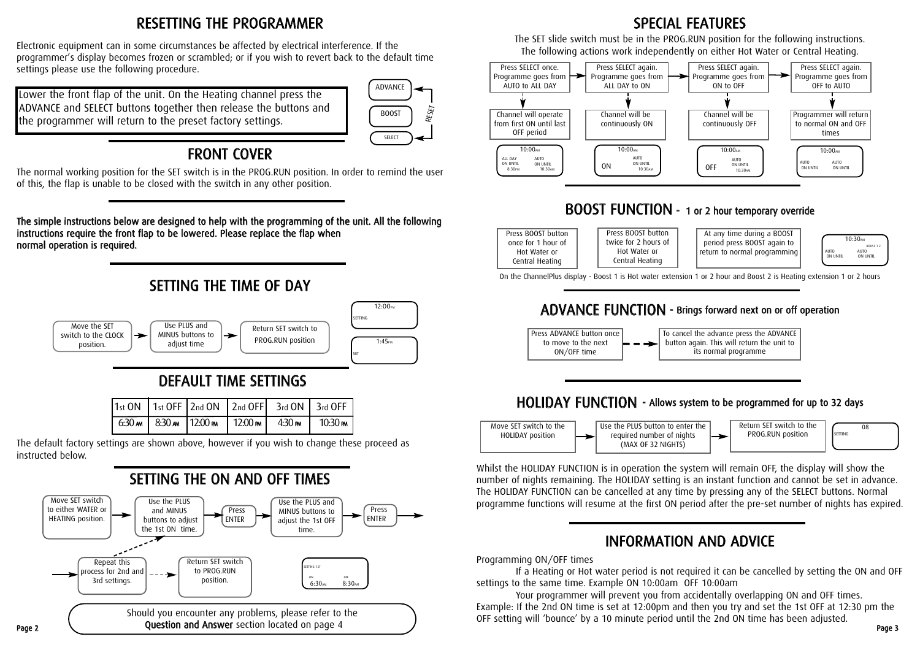## RESETTING THE PROGRAMMER

Electronic equipment can in some circumstances be affected by electrical interference. If the programmer's display becomes frozen or scrambled; or if you wish to revert back to the default time settings please use the following procedure.

Lower the front flap of the unit. On the Heating channel press the ADVANCE and SELECT buttons together then release the buttons and the programmer will return to the preset factory settings.

ADVANCE
BOOST
SELECT
RESET

## FRONT COVER

The normal working position for the SET switch is in the PROG.RUN position. In order to remind the user of this, the flap is unable to be closed with the switch in any other position.

**The simple instructions below are designed to help with the programming of the unit. All the following instructions require the front flap to be lowered. Please replace the flap when normal operation is required.**

## SETTING THE TIME OF DAY

Move the SET switch to the CLOCK position. → Use PLUS and MINUS buttons to adjust time → Return SET switch to PROG.RUN position

12:00PM
SETTING

1:45PM
SET

## DEFAULT TIME SETTINGS

| 1st ON | 1st OFF | 2nd ON | 2nd OFF | 3rd ON | 3rd OFF |
|---|---|---|---|---|---|
| 6:30 AM | 8:30 AM | 12:00 PM | 12:00 PM | 4:30 PM | 10:30 PM |

The default factory settings are shown above, however if you wish to change these proceed as instructed below.

## SETTING THE ON AND OFF TIMES

Move SET switch to either WATER or HEATING position. → Use the PLUS and MINUS buttons to adjust the 1st ON time. → Press ENTER → Use the PLUS and MINUS buttons to adjust the 1st OFF time. → Press ENTER →

→ Repeat this process for 2nd and 3rd settings. → Return SET switch to PROG.RUN position.

SETTING 1ST
ON 6:30AM
OFF 8:30AM

Should you encounter any problems, please refer to the **Question and Answer** section located on page 4

## SPECIAL FEATURES

The SET slide switch must be in the PROG.RUN position for the following instructions.
The following actions work independently on either Hot Water or Central Heating.

Press SELECT once. Programme goes from AUTO to ALL DAY → Press SELECT again. Programme goes from ALL DAY to ON → Press SELECT again. Programme goes from ON to OFF → Press SELECT again. Programme goes from OFF to AUTO

- Channel will operate from first ON until last OFF period
  10:00AM — ALL DAY ON UNTIL 8:30PM — AUTO ON UNTIL 10:30AM
- Channel will be continuously ON
  10:00AM — ON — AUTO ON UNTIL 10:30AM
- Channel will be continuously OFF
  10:00AM — OFF — AUTO ON UNTIL 10:30AM
- Programmer will return to normal ON and OFF times
  10:00AM — AUTO ON UNTIL — AUTO ON UNTIL

## BOOST FUNCTION - 1 or 2 hour temporary override

Press BOOST button once for 1 hour of Hot Water or Central Heating

Press BOOST button twice for 2 hours of Hot Water or Central Heating

At any time during a BOOST period press BOOST again to return to normal programming

10:30AM — BOOST 1 2 — AUTO ON UNTIL — AUTO ON UNTIL

On the ChannelPlus display - Boost 1 is Hot water extension 1 or 2 hour and Boost 2 is Heating extension 1 or 2 hours

## ADVANCE FUNCTION - Brings forward next on or off operation

Press ADVANCE button once to move to the next ON/OFF time → To cancel the advance press the ADVANCE button again. This will return the unit to its normal programme

## HOLIDAY FUNCTION - Allows system to be programmed for up to 32 days

Move SET switch to the HOLIDAY position → Use the PLUS button to enter the required number of nights (MAX OF 32 NIGHTS) → Return SET switch to the PROG.RUN position

08
SETTING

Whilst the HOLIDAY FUNCTION is in operation the system will remain OFF, the display will show the number of nights remaining. The HOLIDAY setting is an instant function and cannot be set in advance. The HOLIDAY FUNCTION can be cancelled at any time by pressing any of the SELECT buttons. Normal programme functions will resume at the first ON period after the pre-set number of nights has expired.

## INFORMATION AND ADVICE

Programming ON/OFF times

If a Heating or Hot water period is not required it can be cancelled by setting the ON and OFF settings to the same time. Example ON 10:00am OFF 10:00am

Your programmer will prevent you from accidentally overlapping ON and OFF times. Example: If the 2nd ON time is set at 12:00pm and then you try and set the 1st OFF at 12:30 pm the OFF setting will 'bounce' by a 10 minute period until the 2nd ON time has been adjusted.